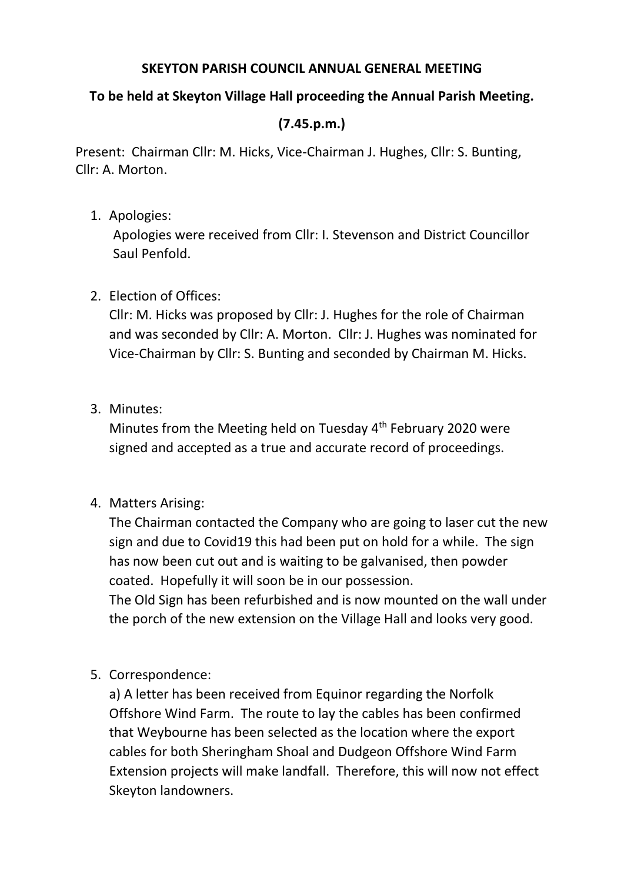**SKEYTON PARISH COUNCIL ANNUAL GENERAL MEETING**

**To be held at Skeyton Village Hall proceeding the Annual Parish Meeting.**

**(7.45.p.m.)**

Present: Chairman Cllr: M. Hicks, Vice-Chairman J. Hughes, Cllr: S. Bunting, Cllr: A. Morton.

1. Apologies:
   Apologies were received from Cllr: I. Stevenson and District Councillor Saul Penfold.

2. Election of Offices:
   Cllr: M. Hicks was proposed by Cllr: J. Hughes for the role of Chairman and was seconded by Cllr: A. Morton. Cllr: J. Hughes was nominated for Vice-Chairman by Cllr: S. Bunting and seconded by Chairman M. Hicks.

3. Minutes:
   Minutes from the Meeting held on Tuesday 4th February 2020 were signed and accepted as a true and accurate record of proceedings.

4. Matters Arising:
   The Chairman contacted the Company who are going to laser cut the new sign and due to Covid19 this had been put on hold for a while. The sign has now been cut out and is waiting to be galvanised, then powder coated. Hopefully it will soon be in our possession.
   The Old Sign has been refurbished and is now mounted on the wall under the porch of the new extension on the Village Hall and looks very good.

5. Correspondence:
   a) A letter has been received from Equinor regarding the Norfolk Offshore Wind Farm. The route to lay the cables has been confirmed that Weybourne has been selected as the location where the export cables for both Sheringham Shoal and Dudgeon Offshore Wind Farm Extension projects will make landfall. Therefore, this will now not effect Skeyton landowners.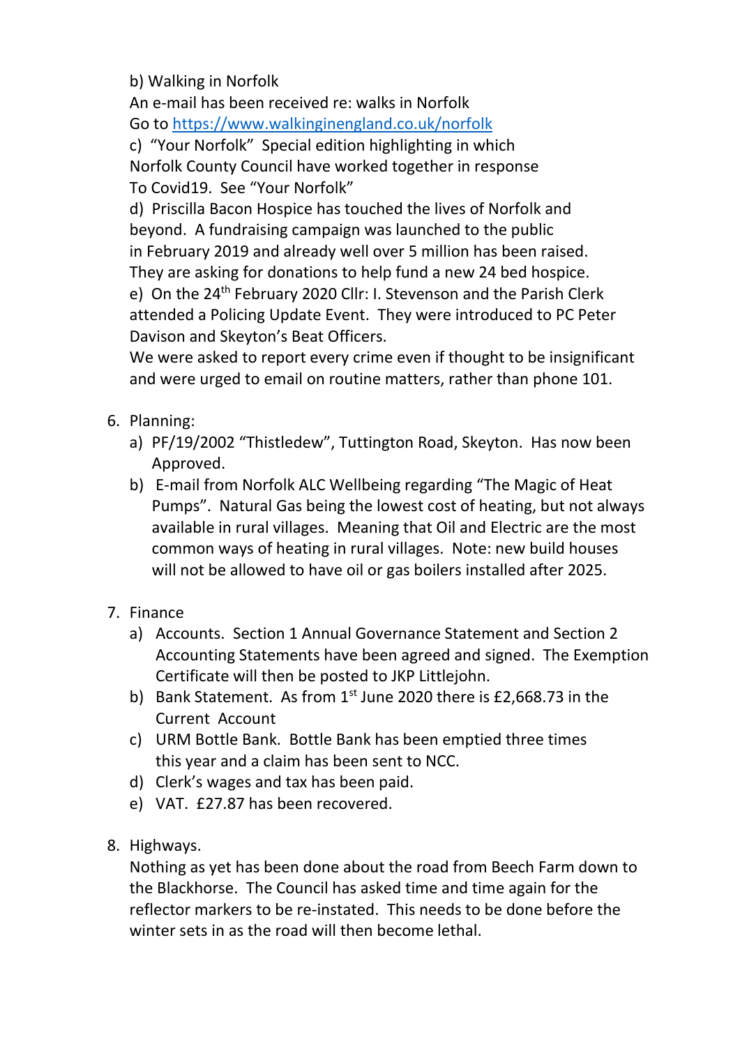b) Walking in Norfolk
An e-mail has been received re: walks in Norfolk
Go to https://www.walkinginengland.co.uk/norfolk
c) "Your Norfolk" Special edition highlighting in which Norfolk County Council have worked together in response To Covid19. See "Your Norfolk"
d) Priscilla Bacon Hospice has touched the lives of Norfolk and beyond. A fundraising campaign was launched to the public in February 2019 and already well over 5 million has been raised. They are asking for donations to help fund a new 24 bed hospice.
e) On the 24th February 2020 Cllr: I. Stevenson and the Parish Clerk attended a Policing Update Event. They were introduced to PC Peter Davison and Skeyton's Beat Officers.
We were asked to report every crime even if thought to be insignificant and were urged to email on routine matters, rather than phone 101.

6. Planning:
   a) PF/19/2002 "Thistledew", Tuttington Road, Skeyton. Has now been Approved.
   b) E-mail from Norfolk ALC Wellbeing regarding "The Magic of Heat Pumps". Natural Gas being the lowest cost of heating, but not always available in rural villages. Meaning that Oil and Electric are the most common ways of heating in rural villages. Note: new build houses will not be allowed to have oil or gas boilers installed after 2025.

7. Finance
   a) Accounts. Section 1 Annual Governance Statement and Section 2 Accounting Statements have been agreed and signed. The Exemption Certificate will then be posted to JKP Littlejohn.
   b) Bank Statement. As from 1st June 2020 there is £2,668.73 in the Current Account
   c) URM Bottle Bank. Bottle Bank has been emptied three times this year and a claim has been sent to NCC.
   d) Clerk's wages and tax has been paid.
   e) VAT. £27.87 has been recovered.

8. Highways.
   Nothing as yet has been done about the road from Beech Farm down to the Blackhorse. The Council has asked time and time again for the reflector markers to be re-instated. This needs to be done before the winter sets in as the road will then become lethal.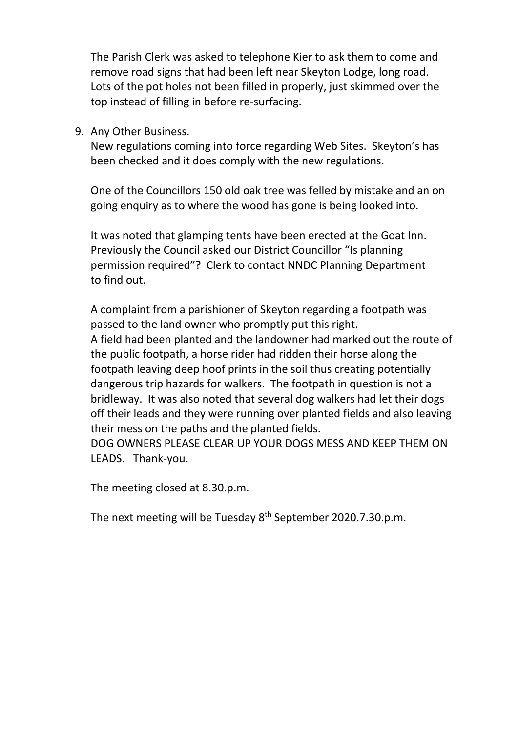The Parish Clerk was asked to telephone Kier to ask them to come and remove road signs that had been left near Skeyton Lodge, long road. Lots of the pot holes not been filled in properly, just skimmed over the top instead of filling in before re-surfacing.

9. Any Other Business.
   New regulations coming into force regarding Web Sites. Skeyton's has been checked and it does comply with the new regulations.

   One of the Councillors 150 old oak tree was felled by mistake and an on going enquiry as to where the wood has gone is being looked into.

   It was noted that glamping tents have been erected at the Goat Inn. Previously the Council asked our District Councillor "Is planning permission required"? Clerk to contact NNDC Planning Department to find out.

   A complaint from a parishioner of Skeyton regarding a footpath was passed to the land owner who promptly put this right.
   A field had been planted and the landowner had marked out the route of the public footpath, a horse rider had ridden their horse along the footpath leaving deep hoof prints in the soil thus creating potentially dangerous trip hazards for walkers. The footpath in question is not a bridleway. It was also noted that several dog walkers had let their dogs off their leads and they were running over planted fields and also leaving their mess on the paths and the planted fields.
   DOG OWNERS PLEASE CLEAR UP YOUR DOGS MESS AND KEEP THEM ON LEADS. Thank-you.

   The meeting closed at 8.30.p.m.

   The next meeting will be Tuesday 8th September 2020.7.30.p.m.